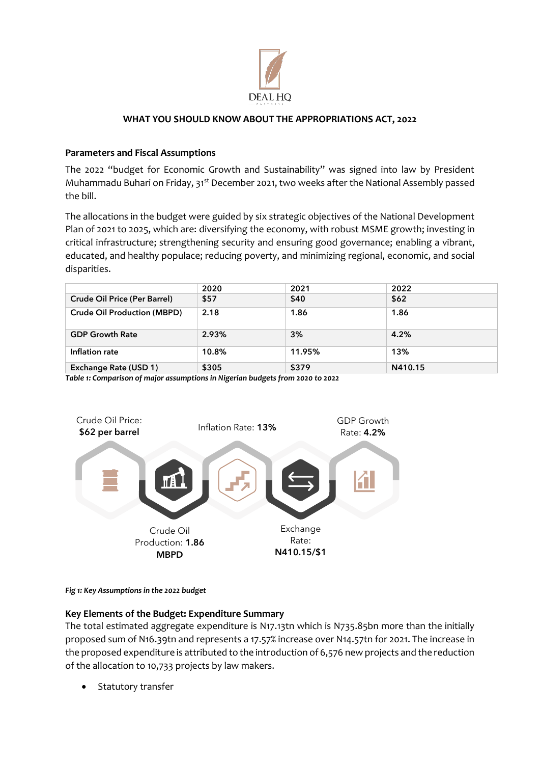DEAL HQ

# WHAT YOU SHOULD KNOW ABOUT THE APPROPRIATIONS ACT, 2022

## Parameters and Fiscal Assumptions

The 2022 "budget for Economic Growth and Sustainability" was signed into law by President Muhammadu Buhari on Friday, 31st December 2021, two weeks after the National Assembly passed the bill.

The allocations in the budget were guided by six strategic objectives of the National Development Plan of 2021 to 2025, which are: diversifying the economy, with robust MSME growth; investing in critical infrastructure; strengthening security and ensuring good governance; enabling a vibrant, educated, and healthy populace; reducing poverty, and minimizing regional, economic, and social disparities.

| | 2020 | 2021 | 2022 |
|---|---|---|---|
| **Crude Oil Price (Per Barrel)** | $57 | $40 | $62 |
| **Crude Oil Production (MBPD)** | 2.18 | 1.86 | 1.86 |
| **GDP Growth Rate** | 2.93% | 3% | 4.2% |
| **Inflation rate** | 10.8% | 11.95% | 13% |
| **Exchange Rate (USD 1)** | $305 | $379 | N410.15 |

*Table 1: Comparison of major assumptions in Nigerian budgets from 2020 to 2022*

Crude Oil Price: **$62 per barrel**

Inflation Rate: **13%**

GDP Growth Rate: **4.2%**

Crude Oil Production: **1.86 MBPD**

Exchange Rate: **N410.15/$1**

*Fig 1: Key Assumptions in the 2022 budget*

## Key Elements of the Budget: Expenditure Summary

The total estimated aggregate expenditure is N17.13tn which is N735.85bn more than the initially proposed sum of N16.39tn and represents a 17.57% increase over N14.57tn for 2021. The increase in the proposed expenditure is attributed to the introduction of 6,576 new projects and the reduction of the allocation to 10,733 projects by law makers.

- Statutory transfer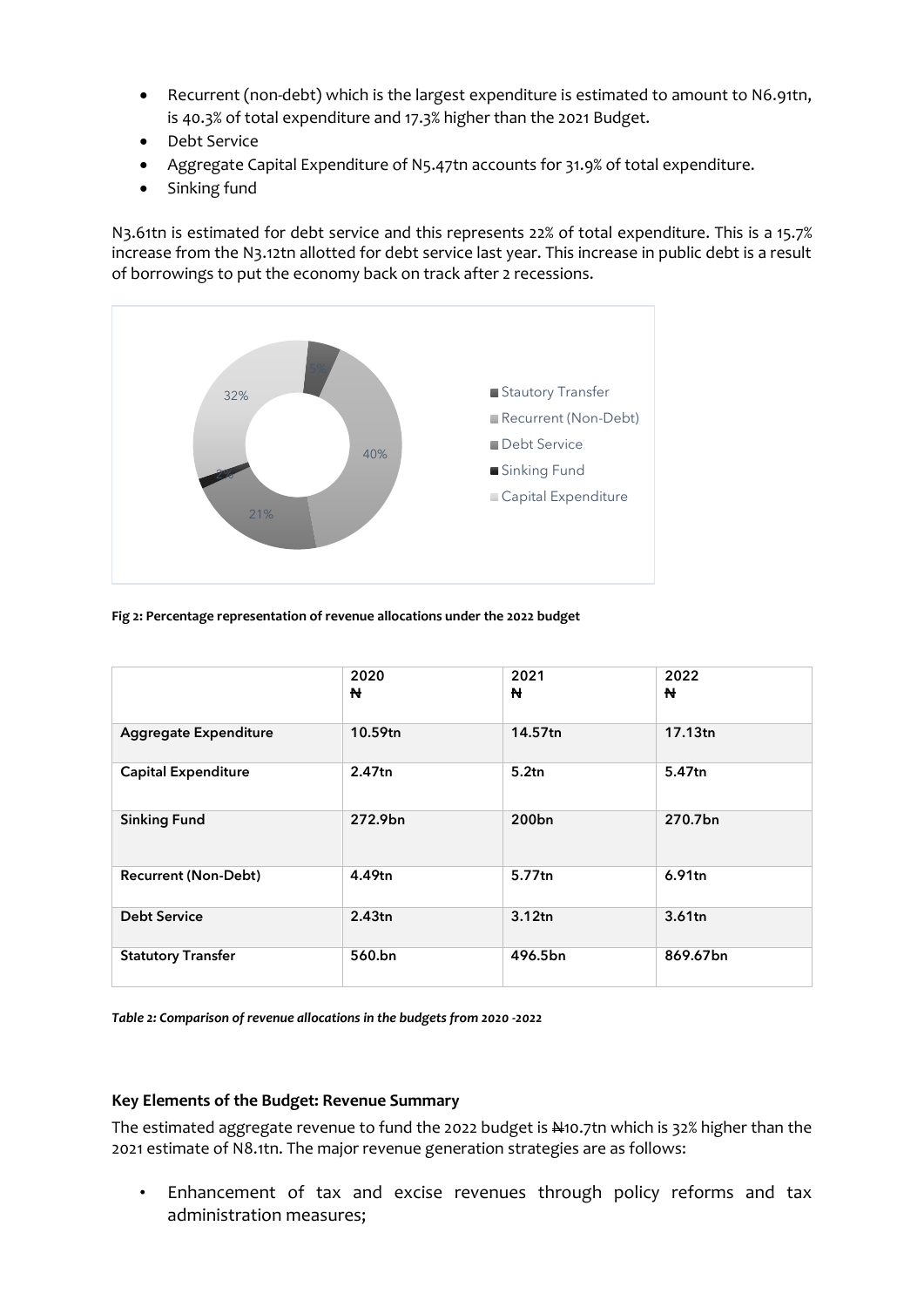- Recurrent (non-debt) which is the largest expenditure is estimated to amount to N6.91tn, is 40.3% of total expenditure and 17.3% higher than the 2021 Budget.
- Debt Service
- Aggregate Capital Expenditure of N5.47tn accounts for 31.9% of total expenditure.
- Sinking fund

N3.61tn is estimated for debt service and this represents 22% of total expenditure. This is a 15.7% increase from the N3.12tn allotted for debt service last year. This increase in public debt is a result of borrowings to put the economy back on track after 2 recessions.

**Fig 2: Percentage representation of revenue allocations under the 2022 budget**

| | 2020 ₦ | 2021 ₦ | 2022 ₦ |
|---|---|---|---|
| **Aggregate Expenditure** | **10.59tn** | **14.57tn** | **17.13tn** |
| **Capital Expenditure** | **2.47tn** | **5.2tn** | **5.47tn** |
| **Sinking Fund** | **272.9bn** | **200bn** | **270.7bn** |
| **Recurrent (Non-Debt)** | **4.49tn** | **5.77tn** | **6.91tn** |
| **Debt Service** | **2.43tn** | **3.12tn** | **3.61tn** |
| **Statutory Transfer** | **560.bn** | **496.5bn** | **869.67bn** |

***Table 2: Comparison of revenue allocations in the budgets from 2020 -2022***

**Key Elements of the Budget: Revenue Summary**

The estimated aggregate revenue to fund the 2022 budget is ₦10.7tn which is 32% higher than the 2021 estimate of N8.1tn. The major revenue generation strategies are as follows:

- Enhancement of tax and excise revenues through policy reforms and tax administration measures;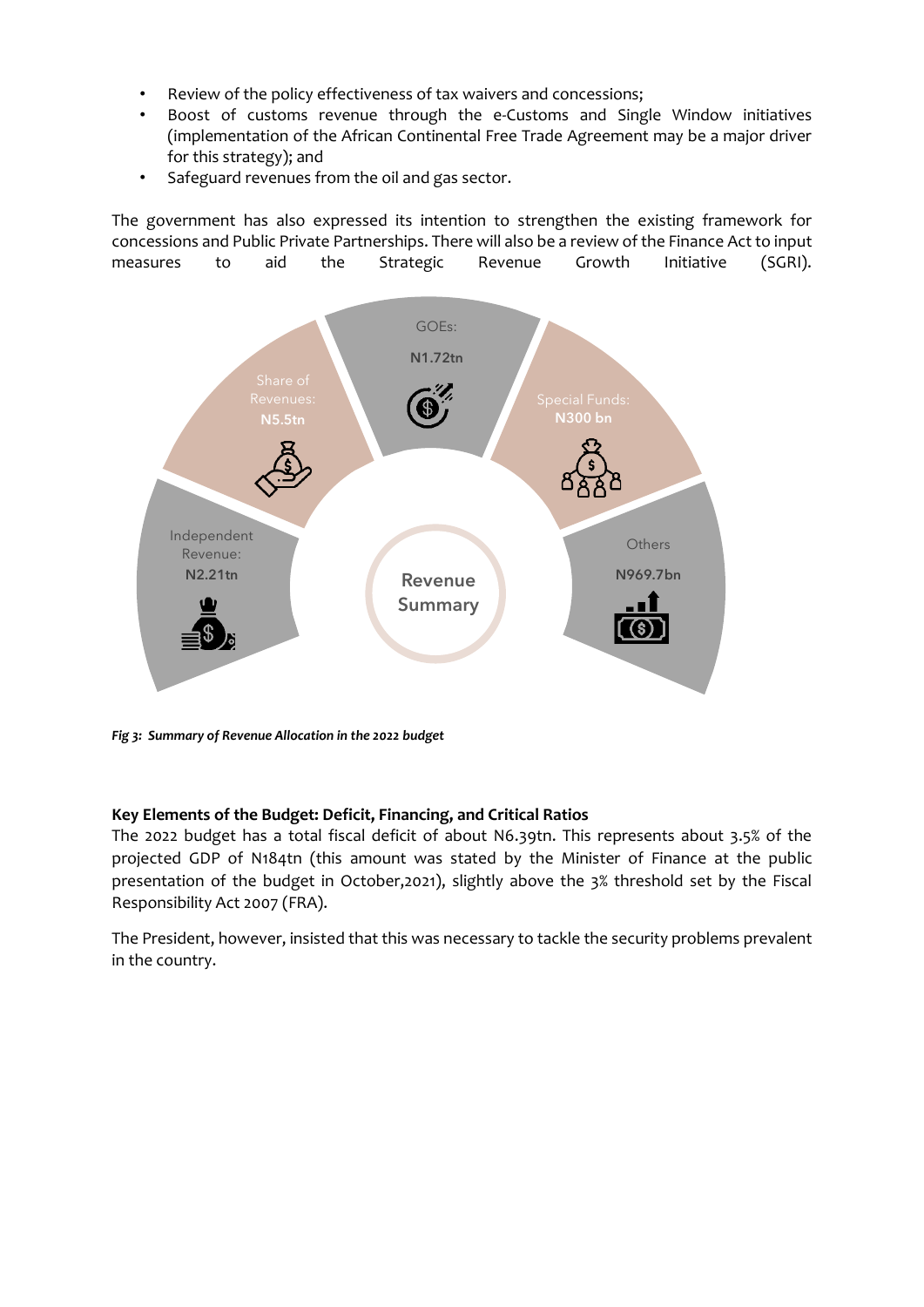- Review of the policy effectiveness of tax waivers and concessions;
- Boost of customs revenue through the e-Customs and Single Window initiatives (implementation of the African Continental Free Trade Agreement may be a major driver for this strategy); and
- Safeguard revenues from the oil and gas sector.

The government has also expressed its intention to strengthen the existing framework for concessions and Public Private Partnerships. There will also be a review of the Finance Act to input measures to aid the Strategic Revenue Growth Initiative (SGRI).

Independent Revenue: N2.21tn

Share of Revenues: N5.5tn

GOEs: N1.72tn

Special Funds: N300 bn

Others N969.7bn

Revenue Summary

*Fig 3: Summary of Revenue Allocation in the 2022 budget*

**Key Elements of the Budget: Deficit, Financing, and Critical Ratios**

The 2022 budget has a total fiscal deficit of about N6.39tn. This represents about 3.5% of the projected GDP of N184tn (this amount was stated by the Minister of Finance at the public presentation of the budget in October,2021), slightly above the 3% threshold set by the Fiscal Responsibility Act 2007 (FRA).

The President, however, insisted that this was necessary to tackle the security problems prevalent in the country.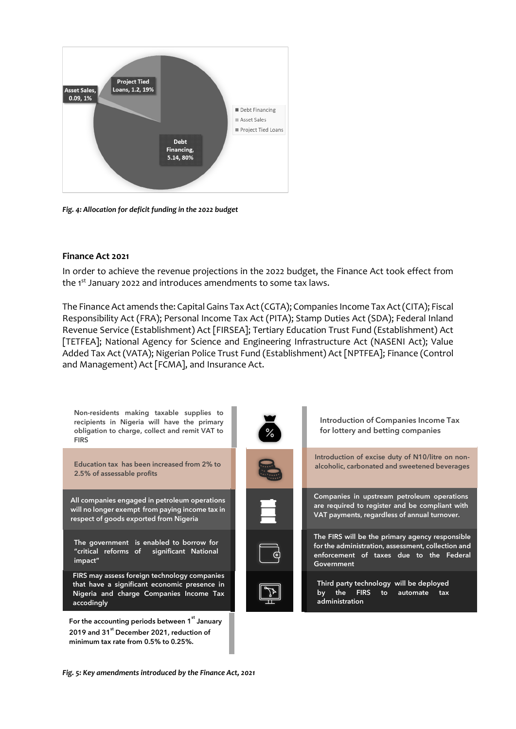Asset Sales, 0.09, 1%

Project Tied Loans, 1.2, 19%

Debt Financing, 5.14, 80%

- Debt Financing
- Asset Sales
- Project Tied Loans

*Fig. 4: Allocation for deficit funding in the 2022 budget*

**Finance Act 2021**

In order to achieve the revenue projections in the 2022 budget, the Finance Act took effect from the 1st January 2022 and introduces amendments to some tax laws.

The Finance Act amends the: Capital Gains Tax Act (CGTA); Companies Income Tax Act (CITA); Fiscal Responsibility Act (FRA); Personal Income Tax Act (PITA); Stamp Duties Act (SDA); Federal Inland Revenue Service (Establishment) Act [FIRSEA]; Tertiary Education Trust Fund (Establishment) Act [TETFEA]; National Agency for Science and Engineering Infrastructure Act (NASENI Act); Value Added Tax Act (VATA); Nigerian Police Trust Fund (Establishment) Act [NPTFEA]; Finance (Control and Management) Act [FCMA], and Insurance Act.

- Non-residents making taxable supplies to recipients in Nigeria will have the primary obligation to charge, collect and remit VAT to FIRS
- Introduction of Companies Income Tax for lottery and betting companies
- Education tax has been increased from 2% to 2.5% of assessable profits
- Introduction of excise duty of N10/litre on non-alcoholic, carbonated and sweetened beverages
- All companies engaged in petroleum operations will no longer exempt from paying income tax in respect of goods exported from Nigeria
- Companies in upstream petroleum operations are required to register and be compliant with VAT payments, regardless of annual turnover.
- The government is enabled to borrow for "critical reforms of significant National impact"
- The FIRS will be the primary agency responsible for the administration, assessment, collection and enforcement of taxes due to the Federal Government
- FIRS may assess foreign technology companies that have a significant economic presence in Nigeria and charge Companies Income Tax accodingly
- Third party technology will be deployed by the FIRS to automate tax administration
- For the accounting periods between 1st January 2019 and 31st December 2021, reduction of minimum tax rate from 0.5% to 0.25%.

*Fig. 5: Key amendments introduced by the Finance Act, 2021*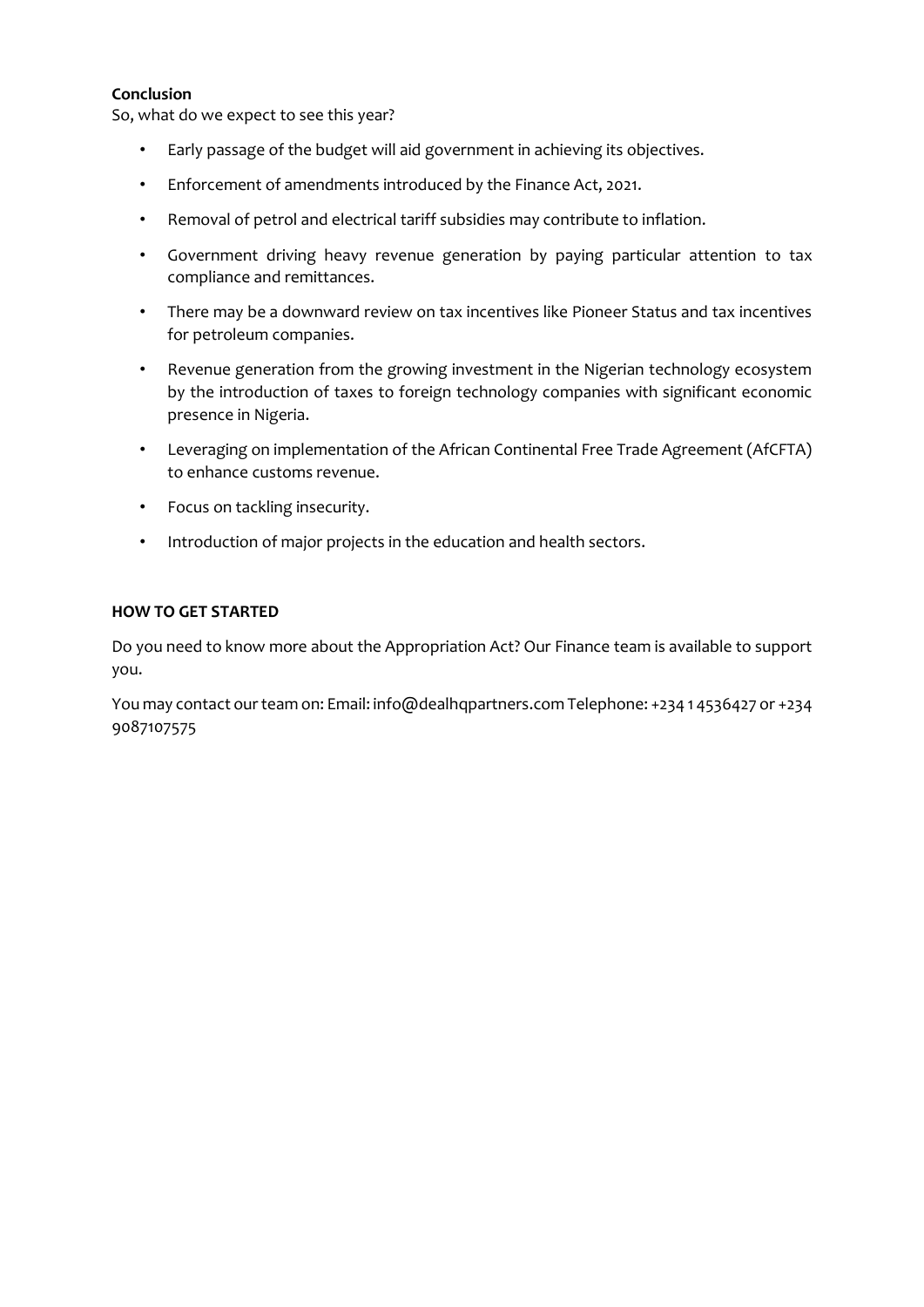**Conclusion**

So, what do we expect to see this year?

- Early passage of the budget will aid government in achieving its objectives.
- Enforcement of amendments introduced by the Finance Act, 2021.
- Removal of petrol and electrical tariff subsidies may contribute to inflation.
- Government driving heavy revenue generation by paying particular attention to tax compliance and remittances.
- There may be a downward review on tax incentives like Pioneer Status and tax incentives for petroleum companies.
- Revenue generation from the growing investment in the Nigerian technology ecosystem by the introduction of taxes to foreign technology companies with significant economic presence in Nigeria.
- Leveraging on implementation of the African Continental Free Trade Agreement (AfCFTA) to enhance customs revenue.
- Focus on tackling insecurity.
- Introduction of major projects in the education and health sectors.

**HOW TO GET STARTED**

Do you need to know more about the Appropriation Act? Our Finance team is available to support you.

You may contact our team on: Email: info@dealhqpartners.com Telephone: +234 1 4536427 or +234 9087107575